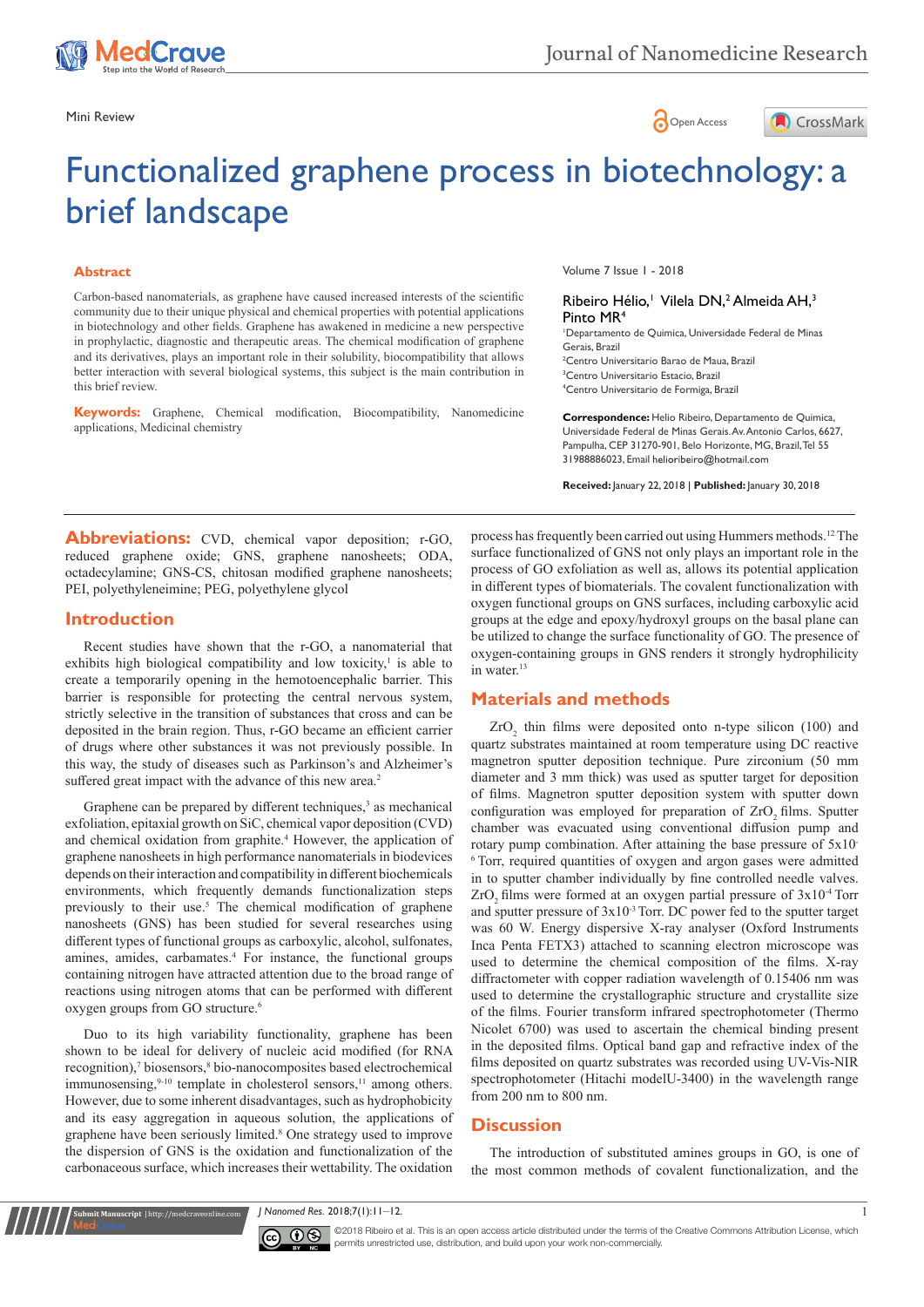Mini Review

# Functionalized graphene process in biotechnology: a brief landscape

## Abstract

Carbon-based nanomaterials, as graphene have caused increased interests of the scientific community due to their unique physical and chemical properties with potential applications in biotechnology and other fields. Graphene has awakened in medicine a new perspective in prophylactic, diagnostic and therapeutic areas. The chemical modification of graphene and its derivatives, plays an important role in their solubility, biocompatibility that allows better interaction with several biological systems, this subject is the main contribution in this brief review.

**Keywords:** Graphene, Chemical modification, Biocompatibility, Nanomedicine applications, Medicinal chemistry

Volume 7 Issue 1 - 2018

Ribeiro Hélio,[1] Vilela DN,[2] Almeida AH,[3] Pinto MR[4]

[1]Departamento de Quimica, Universidade Federal de Minas Gerais, Brazil
[2]Centro Universitario Barao de Maua, Brazil
[3]Centro Universitario Estacio, Brazil
[4]Centro Universitario de Formiga, Brazil

**Correspondence:** Helio Ribeiro, Departamento de Quimica, Universidade Federal de Minas Gerais. Av. Antonio Carlos, 6627, Pampulha, CEP 31270-901, Belo Horizonte, MG, Brazil, Tel 55 31988886023, Email helioribeiro@hotmail.com

**Received:** January 22, 2018 | **Published:** January 30, 2018

**Abbreviations:** CVD, chemical vapor deposition; r-GO, reduced graphene oxide; GNS, graphene nanosheets; ODA, octadecylamine; GNS-CS, chitosan modified graphene nanosheets; PEI, polyethyleneimine; PEG, polyethylene glycol

## Introduction

Recent studies have shown that the r-GO, a nanomaterial that exhibits high biological compatibility and low toxicity,[1] is able to create a temporarily opening in the hemotoencephalic barrier. This barrier is responsible for protecting the central nervous system, strictly selective in the transition of substances that cross and can be deposited in the brain region. Thus, r-GO became an efficient carrier of drugs where other substances it was not previously possible. In this way, the study of diseases such as Parkinson's and Alzheimer's suffered great impact with the advance of this new area.[2]

Graphene can be prepared by different techniques,[3] as mechanical exfoliation, epitaxial growth on SiC, chemical vapor deposition (CVD) and chemical oxidation from graphite.[4] However, the application of graphene nanosheets in high performance nanomaterials in biodevices depends on their interaction and compatibility in different biochemicals environments, which frequently demands functionalization steps previously to their use.[5] The chemical modification of graphene nanosheets (GNS) has been studied for several researches using different types of functional groups as carboxylic, alcohol, sulfonates, amines, amides, carbamates.[4] For instance, the functional groups containing nitrogen have attracted attention due to the broad range of reactions using nitrogen atoms that can be performed with different oxygen groups from GO structure.[6]

Duo to its high variability functionality, graphene has been shown to be ideal for delivery of nucleic acid modified (for RNA recognition),[7] biosensors,[8] bio-nanocomposites based electrochemical immunosensing,[9-10] template in cholesterol sensors,[11] among others. However, due to some inherent disadvantages, such as hydrophobicity and its easy aggregation in aqueous solution, the applications of graphene have been seriously limited.[8] One strategy used to improve the dispersion of GNS is the oxidation and functionalization of the carbonaceous surface, which increases their wettability. The oxidation process has frequently been carried out using Hummers methods.[12] The surface functionalized of GNS not only plays an important role in the process of GO exfoliation as well as, allows its potential application in different types of biomaterials. The covalent functionalization with oxygen functional groups on GNS surfaces, including carboxylic acid groups at the edge and epoxy/hydroxyl groups on the basal plane can be utilized to change the surface functionality of GO. The presence of oxygen-containing groups in GNS renders it strongly hydrophilicity in water.[13]

## Materials and methods

$ZrO_2$ thin films were deposited onto n-type silicon (100) and quartz substrates maintained at room temperature using DC reactive magnetron sputter deposition technique. Pure zirconium (50 mm diameter and 3 mm thick) was used as sputter target for deposition of films. Magnetron sputter deposition system with sputter down configuration was employed for preparation of $ZrO_2$ films. Sputter chamber was evacuated using conventional diffusion pump and rotary pump combination. After attaining the base pressure of $5x10^{-6}$ Torr, required quantities of oxygen and argon gases were admitted in to sputter chamber individually by fine controlled needle valves. $ZrO_2$ films were formed at an oxygen partial pressure of $3x10^{-4}$ Torr and sputter pressure of $3x10^{-3}$ Torr. DC power fed to the sputter target was 60 W. Energy dispersive X-ray analyser (Oxford Instruments Inca Penta FETX3) attached to scanning electron microscope was used to determine the chemical composition of the films. X-ray diffractometer with copper radiation wavelength of 0.15406 nm was used to determine the crystallographic structure and crystallite size of the films. Fourier transform infrared spectrophotometer (Thermo Nicolet 6700) was used to ascertain the chemical binding present in the deposited films. Optical band gap and refractive index of the films deposited on quartz substrates was recorded using UV-Vis-NIR spectrophotometer (Hitachi modelU-3400) in the wavelength range from 200 nm to 800 nm.

## Discussion

The introduction of substituted amines groups in GO, is one of the most common methods of covalent functionalization, and the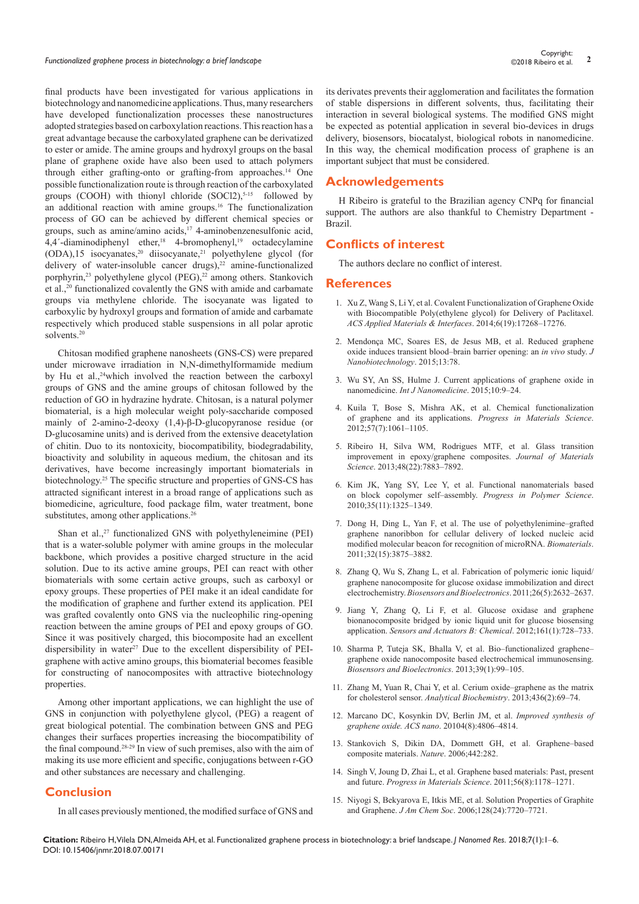final products have been investigated for various applications in biotechnology and nanomedicine applications. Thus, many researchers have developed functionalization processes these nanostructures adopted strategies based on carboxylation reactions. This reaction has a great advantage because the carboxylated graphene can be derivatized to ester or amide. The amine groups and hydroxyl groups on the basal plane of graphene oxide have also been used to attach polymers through either grafting-onto or grafting-from approaches.[14] One possible functionalization route is through reaction of the carboxylated groups (COOH) with thionyl chloride ($SOCl_2$),[5-15] followed by an additional reaction with amine groups.[16] The functionalization process of GO can be achieved by different chemical species or groups, such as amine/amino acids,[17] 4-aminobenzenesulfonic acid, 4,4´-diaminodiphenyl ether,[18] 4-bromophenyl,[19] octadecylamine (ODA),15 isocyanates,[20] diisocyanate,[21] polyethylene glycol (for delivery of water-insoluble cancer drugs),[22] amine-functionalized porphyrin,[23] polyethylene glycol (PEG),[22] among others. Stankovich et al.,[20] functionalized covalently the GNS with amide and carbamate groups via methylene chloride. The isocyanate was ligated to carboxylic by hydroxyl groups and formation of amide and carbamate respectively which produced stable suspensions in all polar aprotic solvents.[20]

Chitosan modified graphene nanosheets (GNS-CS) were prepared under microwave irradiation in N,N-dimethylformamide medium by Hu et al.,[24]which involved the reaction between the carboxyl groups of GNS and the amine groups of chitosan followed by the reduction of GO in hydrazine hydrate. Chitosan, is a natural polymer biomaterial, is a high molecular weight poly-saccharide composed mainly of 2-amino-2-deoxy (1,4)-β-D-glucopyranose residue (or D-glucosamine units) and is derived from the extensive deacetylation of chitin. Duo to its nontoxicity, biocompatibility, biodegradability, bioactivity and solubility in aqueous medium, the chitosan and its derivatives, have become increasingly important biomaterials in biotechnology.[25] The specific structure and properties of GNS-CS has attracted significant interest in a broad range of applications such as biomedicine, agriculture, food package film, water treatment, bone substitutes, among other applications.[26]

Shan et al.,[27] functionalized GNS with polyethyleneimine (PEI) that is a water-soluble polymer with amine groups in the molecular backbone, which provides a positive charged structure in the acid solution. Due to its active amine groups, PEI can react with other biomaterials with some certain active groups, such as carboxyl or epoxy groups. These properties of PEI make it an ideal candidate for the modification of graphene and further extend its application. PEI was grafted covalently onto GNS via the nucleophilic ring-opening reaction between the amine groups of PEI and epoxy groups of GO. Since it was positively charged, this biocomposite had an excellent dispersibility in water[27] Due to the excellent dispersibility of PEI-graphene with active amino groups, this biomaterial becomes feasible for constructing of nanocomposites with attractive biotechnology properties.

Among other important applications, we can highlight the use of GNS in conjunction with polyethylene glycol, (PEG) a reagent of great biological potential. The combination between GNS and PEG changes their surfaces properties increasing the biocompatibility of the final compound.[28-29] In view of such premises, also with the aim of making its use more efficient and specific, conjugations between r-GO and other substances are necessary and challenging.

## Conclusion

In all cases previously mentioned, the modified surface of GNS and its derivates prevents their agglomeration and facilitates the formation of stable dispersions in different solvents, thus, facilitating their interaction in several biological systems. The modified GNS might be expected as potential application in several bio-devices in drugs delivery, biosensors, biocatalyst, biological robots in nanomedicine. In this way, the chemical modification process of graphene is an important subject that must be considered.

## Acknowledgements

H Ribeiro is grateful to the Brazilian agency CNPq for financial support. The authors are also thankful to Chemistry Department - Brazil.

## Conflicts of interest

The authors declare no conflict of interest.

## References

1. Xu Z, Wang S, Li Y, et al. Covalent Functionalization of Graphene Oxide with Biocompatible Poly(ethylene glycol) for Delivery of Paclitaxel. *ACS Applied Materials & Interfaces*. 2014;6(19):17268–17276.
2. Mendonça MC, Soares ES, de Jesus MB, et al. Reduced graphene oxide induces transient blood–brain barrier opening: an *in vivo* study. *J Nanobiotechnology*. 2015;13:78.
3. Wu SY, An SS, Hulme J. Current applications of graphene oxide in nanomedicine. *Int J Nanomedicine*. 2015;10:9–24.
4. Kuila T, Bose S, Mishra AK, et al. Chemical functionalization of graphene and its applications. *Progress in Materials Science*. 2012;57(7):1061–1105.
5. Ribeiro H, Silva WM, Rodrigues MTF, et al. Glass transition improvement in epoxy/graphene composites. *Journal of Materials Science*. 2013;48(22):7883–7892.
6. Kim JK, Yang SY, Lee Y, et al. Functional nanomaterials based on block copolymer self–assembly. *Progress in Polymer Science*. 2010;35(11):1325–1349.
7. Dong H, Ding L, Yan F, et al. The use of polyethylenimine–grafted graphene nanoribbon for cellular delivery of locked nucleic acid modified molecular beacon for recognition of microRNA. *Biomaterials*. 2011;32(15):3875–3882.
8. Zhang Q, Wu S, Zhang L, et al. Fabrication of polymeric ionic liquid/graphene nanocomposite for glucose oxidase immobilization and direct electrochemistry. *Biosensors and Bioelectronics*. 2011;26(5):2632–2637.
9. Jiang Y, Zhang Q, Li F, et al. Glucose oxidase and graphene bionanocomposite bridged by ionic liquid unit for glucose biosensing application. *Sensors and Actuators B: Chemical*. 2012;161(1):728–733.
10. Sharma P, Tuteja SK, Bhalla V, et al. Bio–functionalized graphene–graphene oxide nanocomposite based electrochemical immunosensing. *Biosensors and Bioelectronics*. 2013;39(1):99–105.
11. Zhang M, Yuan R, Chai Y, et al. Cerium oxide–graphene as the matrix for cholesterol sensor. *Analytical Biochemistry*. 2013;436(2):69–74.
12. Marcano DC, Kosynkin DV, Berlin JM, et al. *Improved synthesis of graphene oxide. ACS nano*. 20104(8):4806–4814.
13. Stankovich S, Dikin DA, Dommett GH, et al. Graphene–based composite materials. *Nature*. 2006;442:282.
14. Singh V, Joung D, Zhai L, et al. Graphene based materials: Past, present and future. *Progress in Materials Science*. 2011;56(8):1178–1271.
15. Niyogi S, Bekyarova E, Itkis ME, et al. Solution Properties of Graphite and Graphene. *J Am Chem Soc*. 2006;128(24):7720–7721.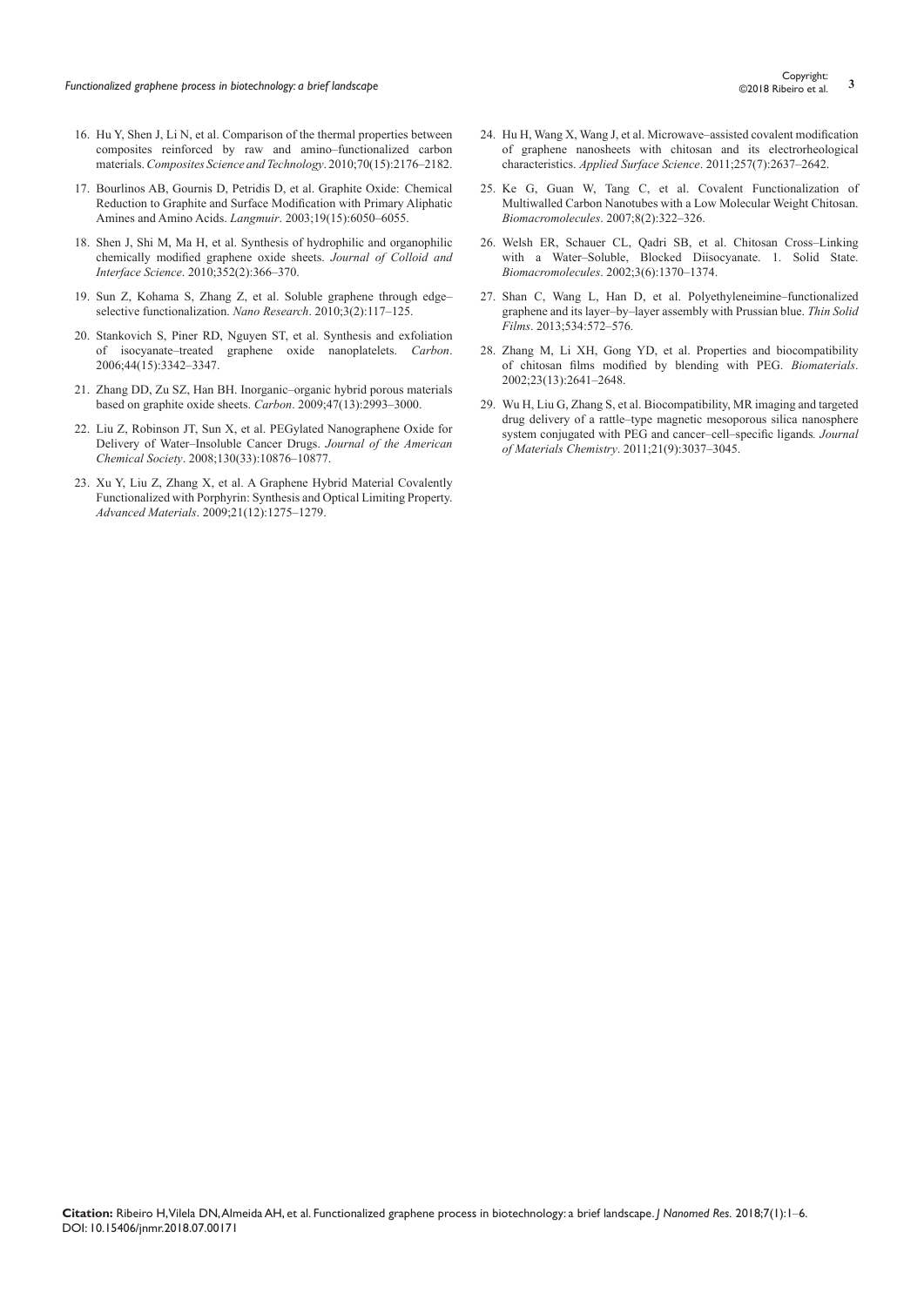16. Hu Y, Shen J, Li N, et al. Comparison of the thermal properties between composites reinforced by raw and amino–functionalized carbon materials. *Composites Science and Technology*. 2010;70(15):2176–2182.
17. Bourlinos AB, Gournis D, Petridis D, et al. Graphite Oxide: Chemical Reduction to Graphite and Surface Modification with Primary Aliphatic Amines and Amino Acids. *Langmuir*. 2003;19(15):6050–6055.
18. Shen J, Shi M, Ma H, et al. Synthesis of hydrophilic and organophilic chemically modified graphene oxide sheets. *Journal of Colloid and Interface Science*. 2010;352(2):366–370.
19. Sun Z, Kohama S, Zhang Z, et al. Soluble graphene through edge–selective functionalization. *Nano Research*. 2010;3(2):117–125.
20. Stankovich S, Piner RD, Nguyen ST, et al. Synthesis and exfoliation of isocyanate–treated graphene oxide nanoplatelets. *Carbon*. 2006;44(15):3342–3347.
21. Zhang DD, Zu SZ, Han BH. Inorganic–organic hybrid porous materials based on graphite oxide sheets. *Carbon*. 2009;47(13):2993–3000.
22. Liu Z, Robinson JT, Sun X, et al. PEGylated Nanographene Oxide for Delivery of Water–Insoluble Cancer Drugs. *Journal of the American Chemical Society*. 2008;130(33):10876–10877.
23. Xu Y, Liu Z, Zhang X, et al. A Graphene Hybrid Material Covalently Functionalized with Porphyrin: Synthesis and Optical Limiting Property. *Advanced Materials*. 2009;21(12):1275–1279.
24. Hu H, Wang X, Wang J, et al. Microwave–assisted covalent modification of graphene nanosheets with chitosan and its electrorheological characteristics. *Applied Surface Science*. 2011;257(7):2637–2642.
25. Ke G, Guan W, Tang C, et al. Covalent Functionalization of Multiwalled Carbon Nanotubes with a Low Molecular Weight Chitosan. *Biomacromolecules*. 2007;8(2):322–326.
26. Welsh ER, Schauer CL, Qadri SB, et al. Chitosan Cross–Linking with a Water–Soluble, Blocked Diisocyanate. 1. Solid State. *Biomacromolecules*. 2002;3(6):1370–1374.
27. Shan C, Wang L, Han D, et al. Polyethyleneimine–functionalized graphene and its layer–by–layer assembly with Prussian blue. *Thin Solid Films*. 2013;534:572–576.
28. Zhang M, Li XH, Gong YD, et al. Properties and biocompatibility of chitosan films modified by blending with PEG. *Biomaterials*. 2002;23(13):2641–2648.
29. Wu H, Liu G, Zhang S, et al. Biocompatibility, MR imaging and targeted drug delivery of a rattle–type magnetic mesoporous silica nanosphere system conjugated with PEG and cancer–cell–specific ligands. *Journal of Materials Chemistry*. 2011;21(9):3037–3045.